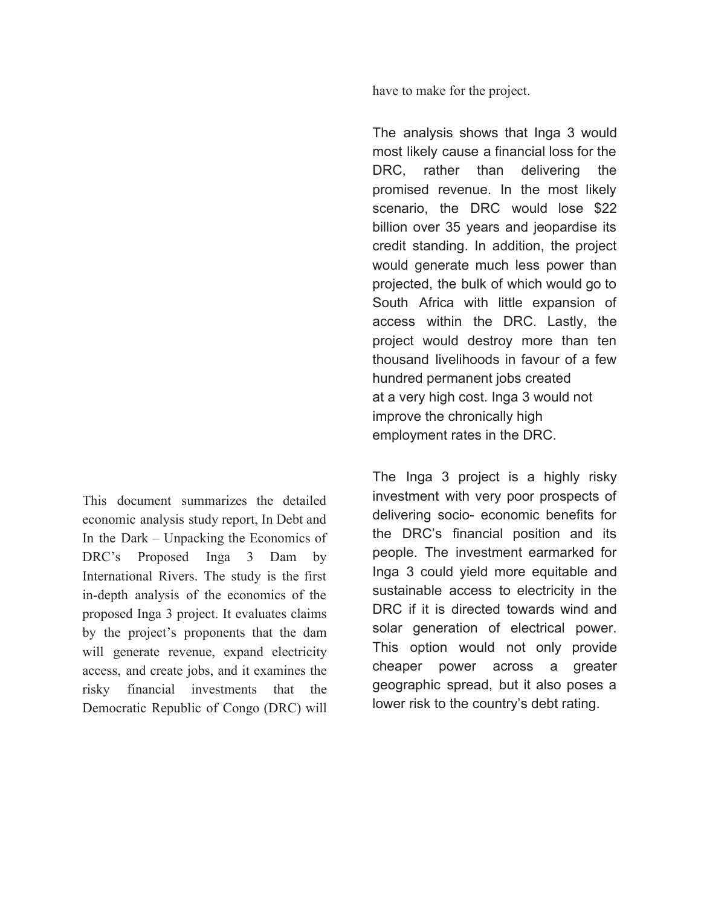This document summarizes the detailed economic analysis study report, In Debt and In the Dark – Unpacking the Economics of DRC's Proposed Inga 3 Dam by International Rivers. The study is the first in-depth analysis of the economics of the proposed Inga 3 project. It evaluates claims by the project's proponents that the dam will generate revenue, expand electricity access, and create jobs, and it examines the risky financial investments that the Democratic Republic of Congo (DRC) will have to make for the project.

The analysis shows that Inga 3 would most likely cause a financial loss for the DRC, rather than delivering the promised revenue. In the most likely scenario, the DRC would lose $22 billion over 35 years and jeopardise its credit standing. In addition, the project would generate much less power than projected, the bulk of which would go to South Africa with little expansion of access within the DRC. Lastly, the project would destroy more than ten thousand livelihoods in favour of a few hundred permanent jobs created at a very high cost. Inga 3 would not improve the chronically high employment rates in the DRC.

The Inga 3 project is a highly risky investment with very poor prospects of delivering socio- economic benefits for the DRC's financial position and its people. The investment earmarked for Inga 3 could yield more equitable and sustainable access to electricity in the DRC if it is directed towards wind and solar generation of electrical power. This option would not only provide cheaper power across a greater geographic spread, but it also poses a lower risk to the country's debt rating.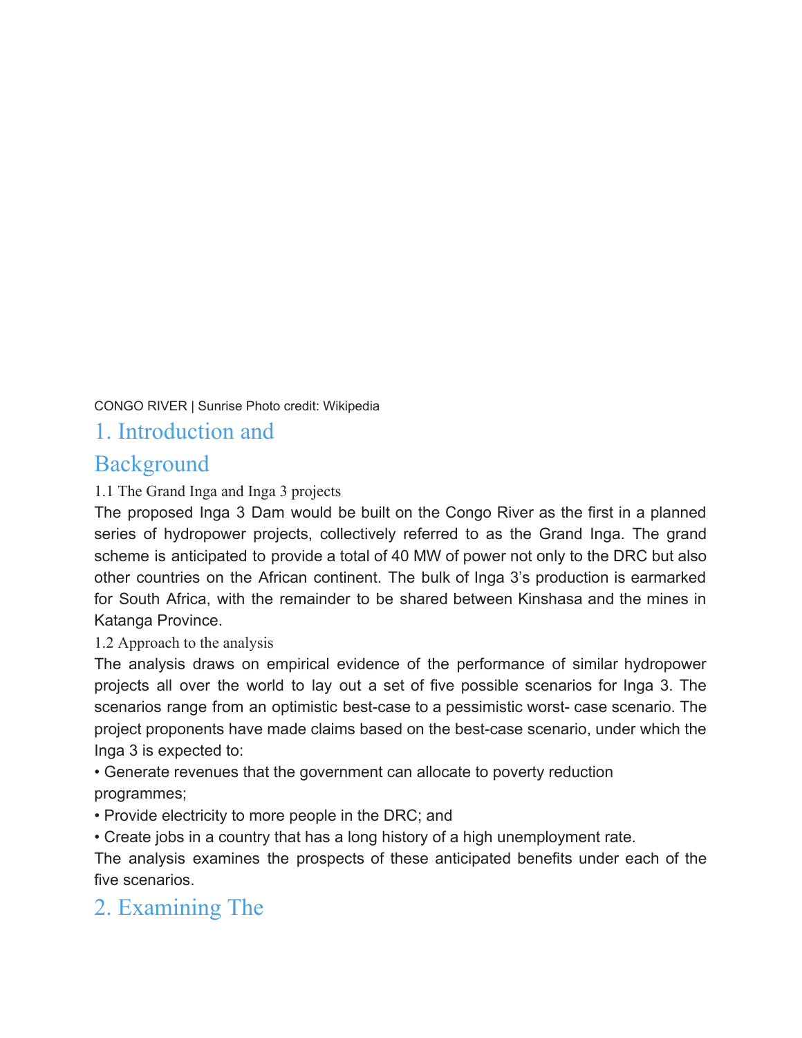CONGO RIVER | Sunrise Photo credit: Wikipedia

# 1. Introduction and Background

## 1.1 The Grand Inga and Inga 3 projects

The proposed Inga 3 Dam would be built on the Congo River as the first in a planned series of hydropower projects, collectively referred to as the Grand Inga. The grand scheme is anticipated to provide a total of 40 MW of power not only to the DRC but also other countries on the African continent. The bulk of Inga 3's production is earmarked for South Africa, with the remainder to be shared between Kinshasa and the mines in Katanga Province.

## 1.2 Approach to the analysis

The analysis draws on empirical evidence of the performance of similar hydropower projects all over the world to lay out a set of five possible scenarios for Inga 3. The scenarios range from an optimistic best-case to a pessimistic worst- case scenario. The project proponents have made claims based on the best-case scenario, under which the Inga 3 is expected to:

- Generate revenues that the government can allocate to poverty reduction programmes;
- Provide electricity to more people in the DRC; and
- Create jobs in a country that has a long history of a high unemployment rate.

The analysis examines the prospects of these anticipated benefits under each of the five scenarios.

# 2. Examining The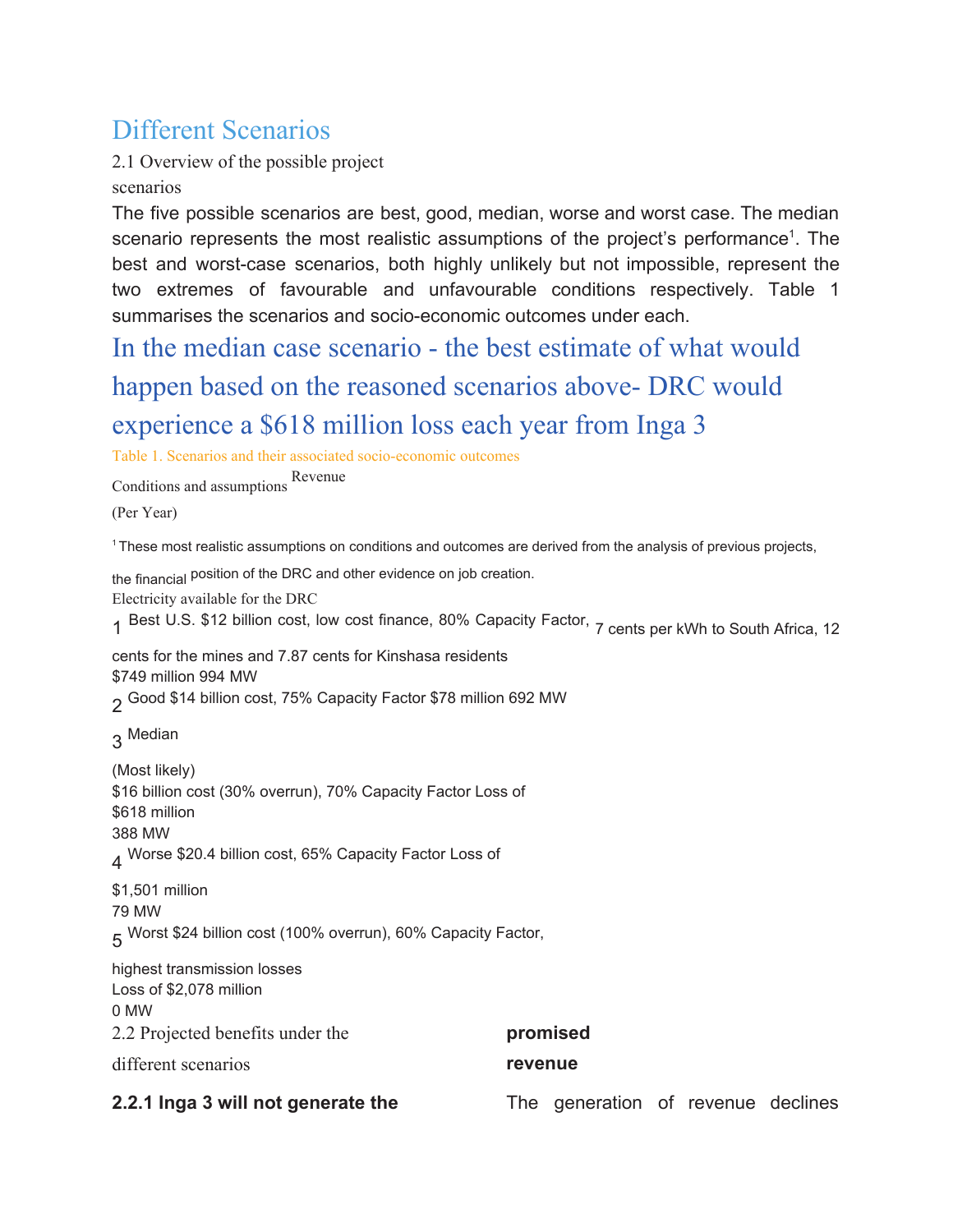# Different Scenarios

## 2.1 Overview of the possible project scenarios

The five possible scenarios are best, good, median, worse and worst case. The median scenario represents the most realistic assumptions of the project's performance[1]. The best and worst-case scenarios, both highly unlikely but not impossible, represent the two extremes of favourable and unfavourable conditions respectively. Table 1 summarises the scenarios and socio-economic outcomes under each.

## In the median case scenario - the best estimate of what would happen based on the reasoned scenarios above- DRC would experience a $618 million loss each year from Inga 3

Table 1. Scenarios and their associated socio-economic outcomes

| | | Conditions and assumptions | Revenue (Per Year) | Electricity available for the DRC |
|---|---|---|---|---|
| 1 | Best | U.S. $12 billion cost, low cost finance, 80% Capacity Factor, 7 cents per kWh to South Africa, 12 cents for the mines and 7.87 cents for Kinshasa residents | $749 million | 994 MW |
| 2 | Good | $14 billion cost, 75% Capacity Factor | $78 million | 692 MW |
| 3 | Median (Most likely) | $16 billion cost (30% overrun), 70% Capacity Factor | Loss of $618 million | 388 MW |
| 4 | Worse | $20.4 billion cost, 65% Capacity Factor | Loss of $1,501 million | 79 MW |
| 5 | Worst | $24 billion cost (100% overrun), 60% Capacity Factor, highest transmission losses | Loss of $2,078 million | 0 MW |

[1] These most realistic assumptions on conditions and outcomes are derived from the analysis of previous projects, the financial position of the DRC and other evidence on job creation.

## 2.2 Projected benefits under the different scenarios

### 2.2.1 Inga 3 will not generate the promised revenue

The generation of revenue declines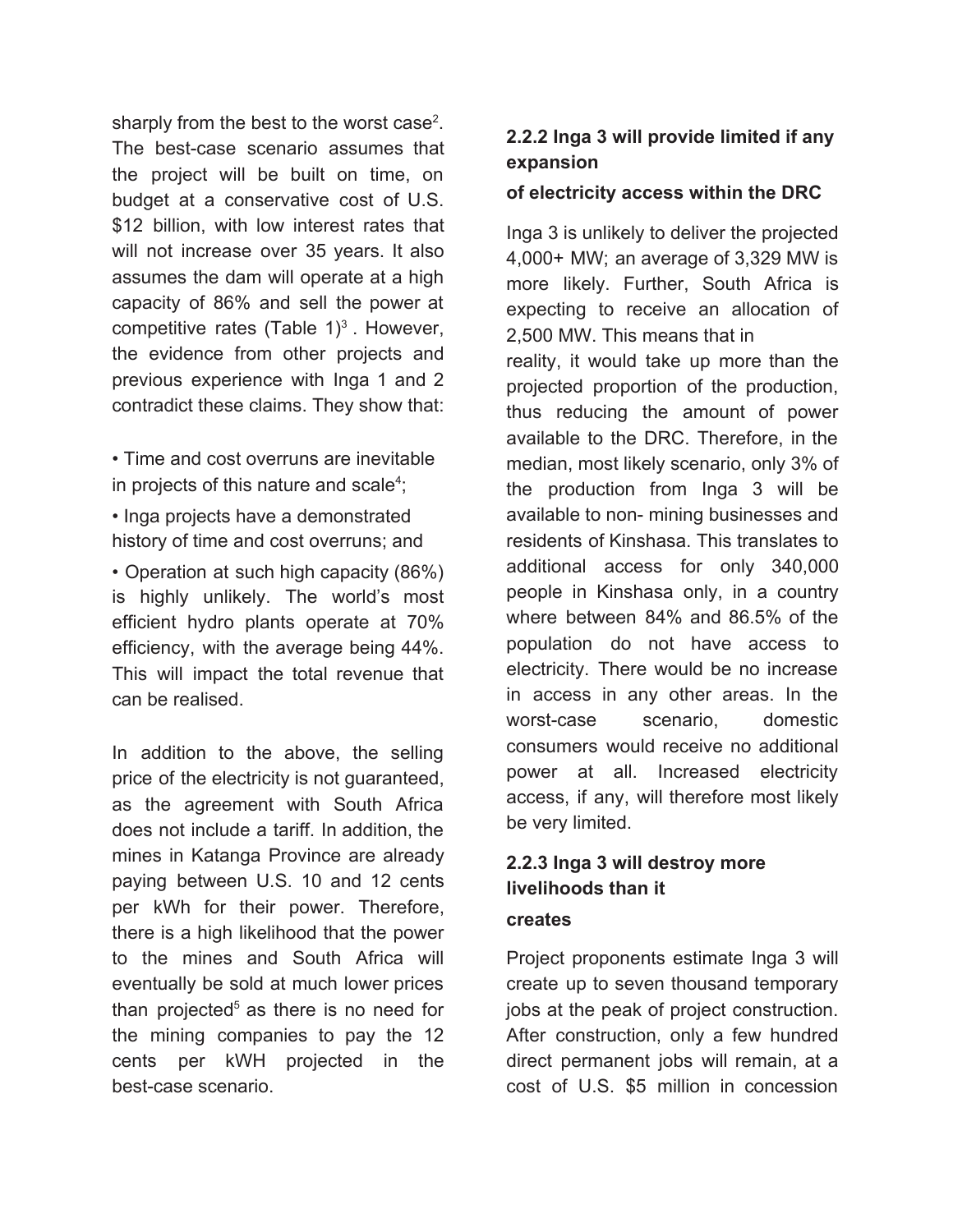sharply from the best to the worst case[2]. The best-case scenario assumes that the project will be built on time, on budget at a conservative cost of U.S. $12 billion, with low interest rates that will not increase over 35 years. It also assumes the dam will operate at a high capacity of 86% and sell the power at competitive rates (Table 1)[3] . However, the evidence from other projects and previous experience with Inga 1 and 2 contradict these claims. They show that:

- Time and cost overruns are inevitable in projects of this nature and scale[4];
- Inga projects have a demonstrated history of time and cost overruns; and
- Operation at such high capacity (86%) is highly unlikely. The world's most efficient hydro plants operate at 70% efficiency, with the average being 44%. This will impact the total revenue that can be realised.

In addition to the above, the selling price of the electricity is not guaranteed, as the agreement with South Africa does not include a tariff. In addition, the mines in Katanga Province are already paying between U.S. 10 and 12 cents per kWh for their power. Therefore, there is a high likelihood that the power to the mines and South Africa will eventually be sold at much lower prices than projected[5] as there is no need for the mining companies to pay the 12 cents per kWH projected in the best-case scenario.

### 2.2.2 Inga 3 will provide limited if any expansion of electricity access within the DRC

Inga 3 is unlikely to deliver the projected 4,000+ MW; an average of 3,329 MW is more likely. Further, South Africa is expecting to receive an allocation of 2,500 MW. This means that in reality, it would take up more than the projected proportion of the production, thus reducing the amount of power available to the DRC. Therefore, in the median, most likely scenario, only 3% of the production from Inga 3 will be available to non- mining businesses and residents of Kinshasa. This translates to additional access for only 340,000 people in Kinshasa only, in a country where between 84% and 86.5% of the population do not have access to electricity. There would be no increase in access in any other areas. In the worst-case scenario, domestic consumers would receive no additional power at all. Increased electricity access, if any, will therefore most likely be very limited.

### 2.2.3 Inga 3 will destroy more livelihoods than it creates

Project proponents estimate Inga 3 will create up to seven thousand temporary jobs at the peak of project construction. After construction, only a few hundred direct permanent jobs will remain, at a cost of U.S. $5 million in concession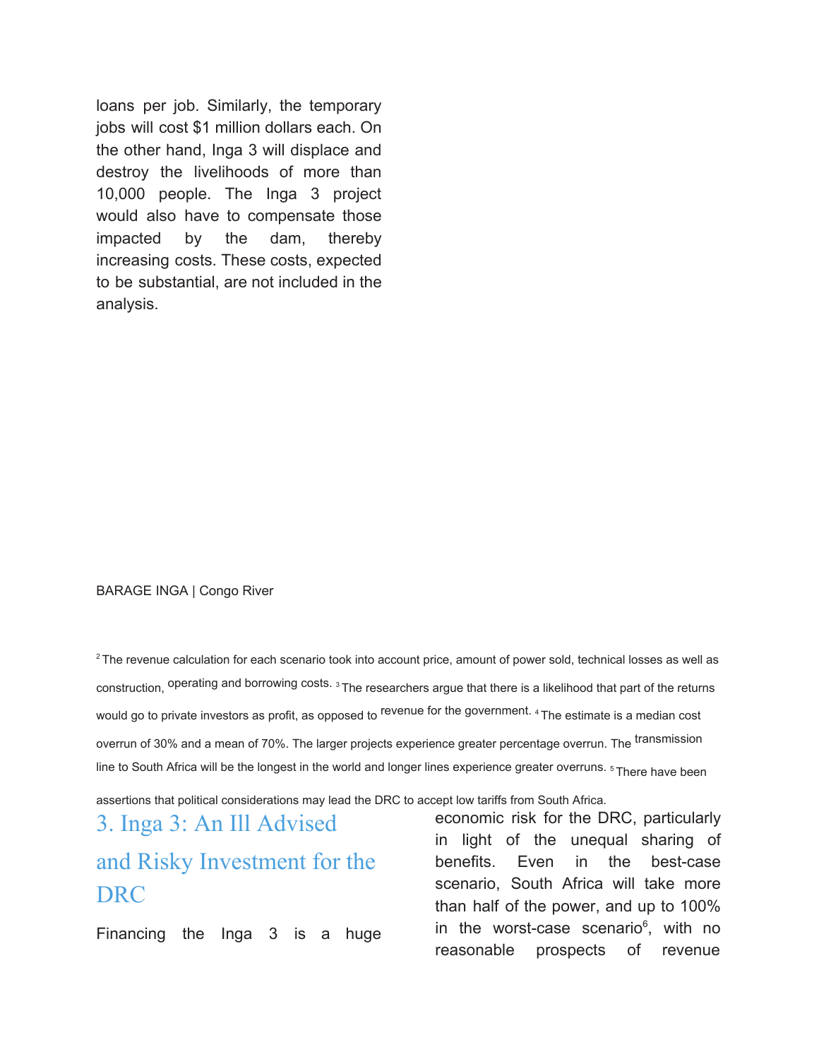loans per job. Similarly, the temporary jobs will cost $1 million dollars each. On the other hand, Inga 3 will displace and destroy the livelihoods of more than 10,000 people. The Inga 3 project would also have to compensate those impacted by the dam, thereby increasing costs. These costs, expected to be substantial, are not included in the analysis.

BARAGE INGA | Congo River

[2] The revenue calculation for each scenario took into account price, amount of power sold, technical losses as well as construction, operating and borrowing costs. [3] The researchers argue that there is a likelihood that part of the returns would go to private investors as profit, as opposed to revenue for the government. [4] The estimate is a median cost overrun of 30% and a mean of 70%. The larger projects experience greater percentage overrun. The transmission line to South Africa will be the longest in the world and longer lines experience greater overruns. [5] There have been assertions that political considerations may lead the DRC to accept low tariffs from South Africa.

## 3. Inga 3: An Ill Advised and Risky Investment for the DRC

Financing the Inga 3 is a huge economic risk for the DRC, particularly in light of the unequal sharing of benefits. Even in the best-case scenario, South Africa will take more than half of the power, and up to 100% in the worst-case scenario[6], with no reasonable prospects of revenue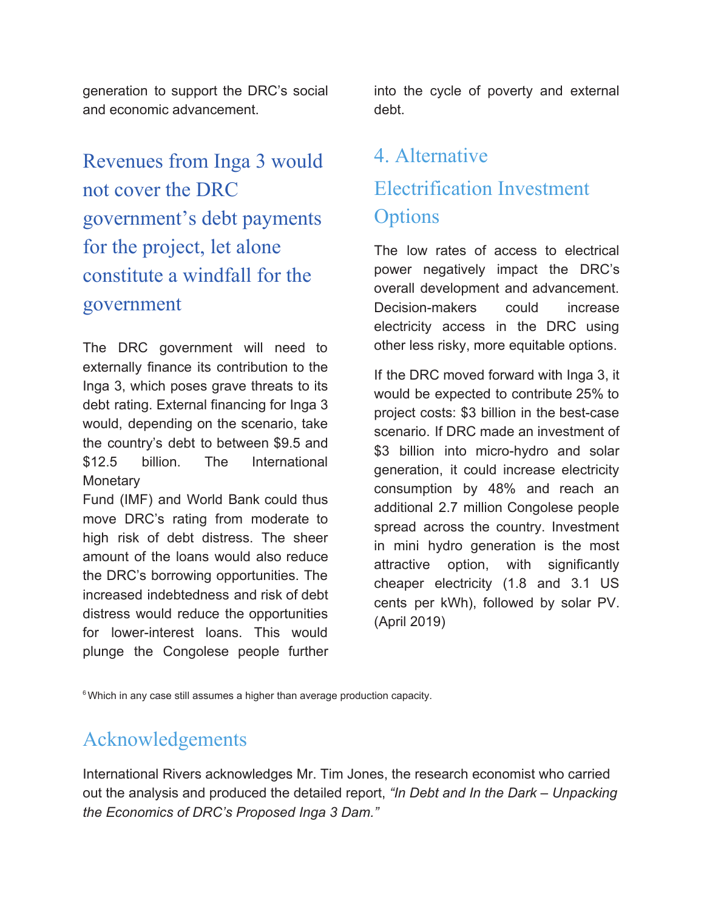generation to support the DRC's social and economic advancement.

## Revenues from Inga 3 would not cover the DRC government's debt payments for the project, let alone constitute a windfall for the government

The DRC government will need to externally finance its contribution to the Inga 3, which poses grave threats to its debt rating. External financing for Inga 3 would, depending on the scenario, take the country's debt to between $9.5 and $12.5 billion. The International Monetary Fund (IMF) and World Bank could thus move DRC's rating from moderate to high risk of debt distress. The sheer amount of the loans would also reduce the DRC's borrowing opportunities. The increased indebtedness and risk of debt distress would reduce the opportunities for lower-interest loans. This would plunge the Congolese people further into the cycle of poverty and external debt.

## 4. Alternative Electrification Investment Options

The low rates of access to electrical power negatively impact the DRC's overall development and advancement. Decision-makers could increase electricity access in the DRC using other less risky, more equitable options.

If the DRC moved forward with Inga 3, it would be expected to contribute 25% to project costs: $3 billion in the best-case scenario. If DRC made an investment of $3 billion into micro-hydro and solar generation, it could increase electricity consumption by 48% and reach an additional 2.7 million Congolese people spread across the country. Investment in mini hydro generation is the most attractive option, with significantly cheaper electricity (1.8 and 3.1 US cents per kWh), followed by solar PV. (April 2019)

[6] Which in any case still assumes a higher than average production capacity.

## Acknowledgements

International Rivers acknowledges Mr. Tim Jones, the research economist who carried out the analysis and produced the detailed report, *"In Debt and In the Dark – Unpacking the Economics of DRC's Proposed Inga 3 Dam."*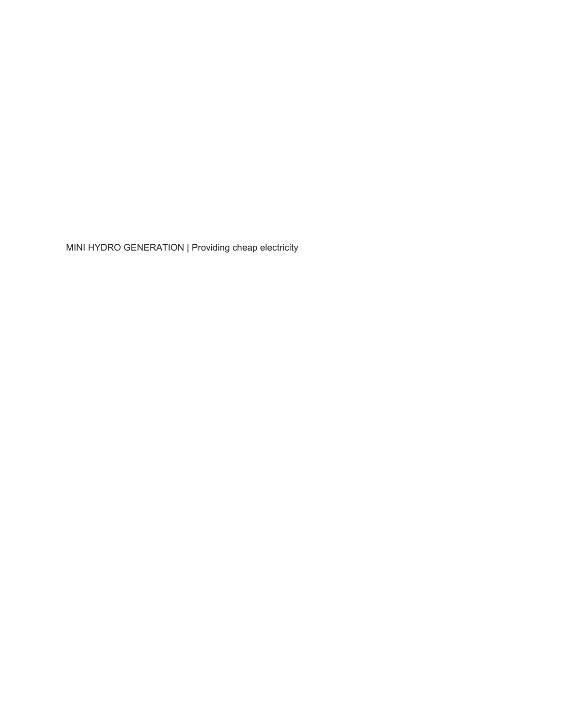MINI HYDRO GENERATION | Providing cheap electricity